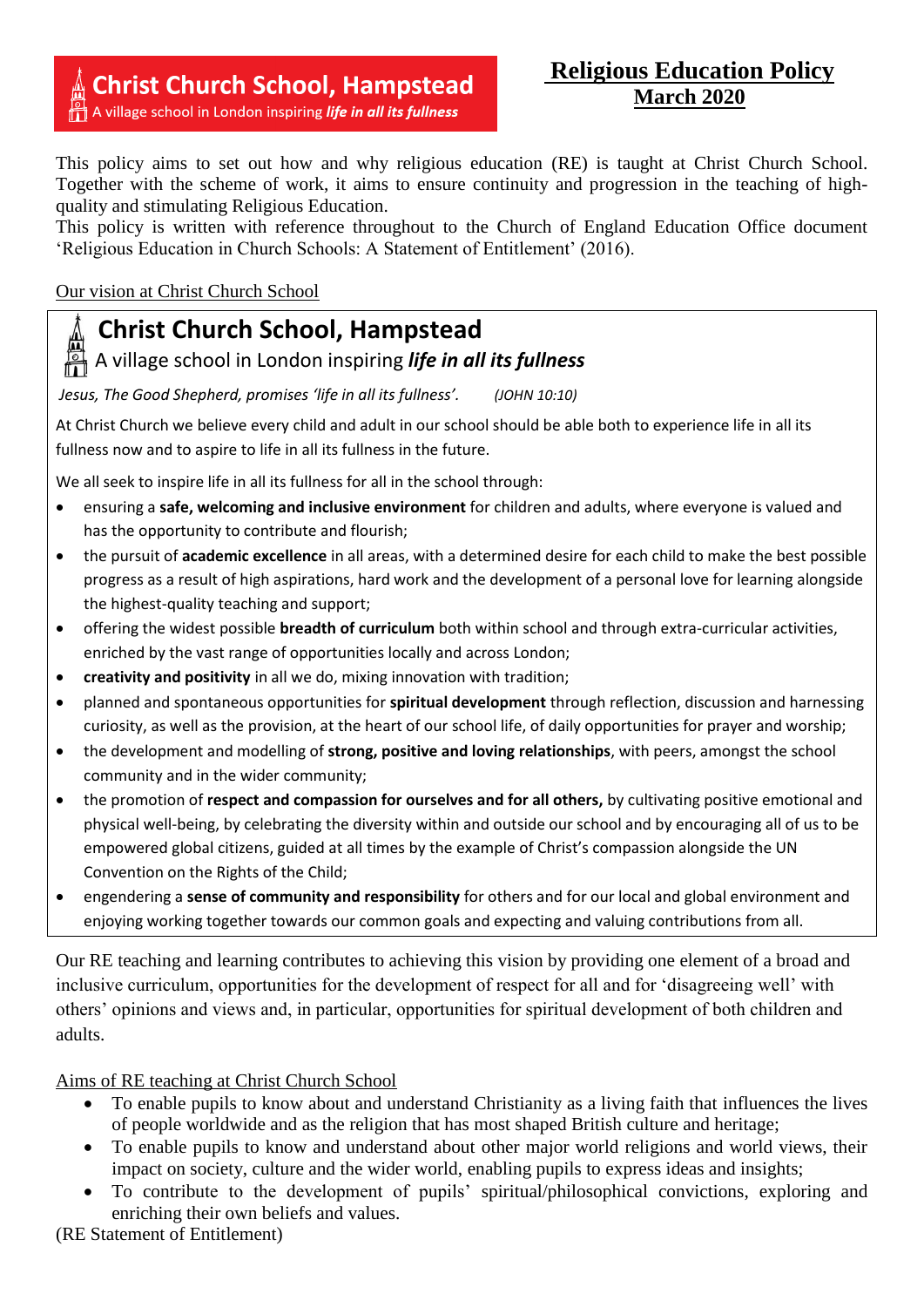**Christ Church School, Hampstead**
A village school in London inspiring ***life in all its fullness***

# Religious Education Policy
## March 2020

This policy aims to set out how and why religious education (RE) is taught at Christ Church School. Together with the scheme of work, it aims to ensure continuity and progression in the teaching of high-quality and stimulating Religious Education.
This policy is written with reference throughout to the Church of England Education Office document 'Religious Education in Church Schools: A Statement of Entitlement' (2016).

Our vision at Christ Church School

> **Christ Church School, Hampstead**
> A village school in London inspiring ***life in all its fullness***
>
> *Jesus, The Good Shepherd, promises 'life in all its fullness'.* *(JOHN 10:10)*
>
> At Christ Church we believe every child and adult in our school should be able both to experience life in all its fullness now and to aspire to life in all its fullness in the future.
>
> We all seek to inspire life in all its fullness for all in the school through:
>
> - ensuring a **safe, welcoming and inclusive environment** for children and adults, where everyone is valued and has the opportunity to contribute and flourish;
> - the pursuit of **academic excellence** in all areas, with a determined desire for each child to make the best possible progress as a result of high aspirations, hard work and the development of a personal love for learning alongside the highest-quality teaching and support;
> - offering the widest possible **breadth of curriculum** both within school and through extra-curricular activities, enriched by the vast range of opportunities locally and across London;
> - **creativity and positivity** in all we do, mixing innovation with tradition;
> - planned and spontaneous opportunities for **spiritual development** through reflection, discussion and harnessing curiosity, as well as the provision, at the heart of our school life, of daily opportunities for prayer and worship;
> - the development and modelling of **strong, positive and loving relationships**, with peers, amongst the school community and in the wider community;
> - the promotion of **respect and compassion for ourselves and for all others,** by cultivating positive emotional and physical well-being, by celebrating the diversity within and outside our school and by encouraging all of us to be empowered global citizens, guided at all times by the example of Christ's compassion alongside the UN Convention on the Rights of the Child;
> - engendering a **sense of community and responsibility** for others and for our local and global environment and enjoying working together towards our common goals and expecting and valuing contributions from all.

Our RE teaching and learning contributes to achieving this vision by providing one element of a broad and inclusive curriculum, opportunities for the development of respect for all and for 'disagreeing well' with others' opinions and views and, in particular, opportunities for spiritual development of both children and adults.

Aims of RE teaching at Christ Church School

- To enable pupils to know about and understand Christianity as a living faith that influences the lives of people worldwide and as the religion that has most shaped British culture and heritage;
- To enable pupils to know and understand about other major world religions and world views, their impact on society, culture and the wider world, enabling pupils to express ideas and insights;
- To contribute to the development of pupils' spiritual/philosophical convictions, exploring and enriching their own beliefs and values.

(RE Statement of Entitlement)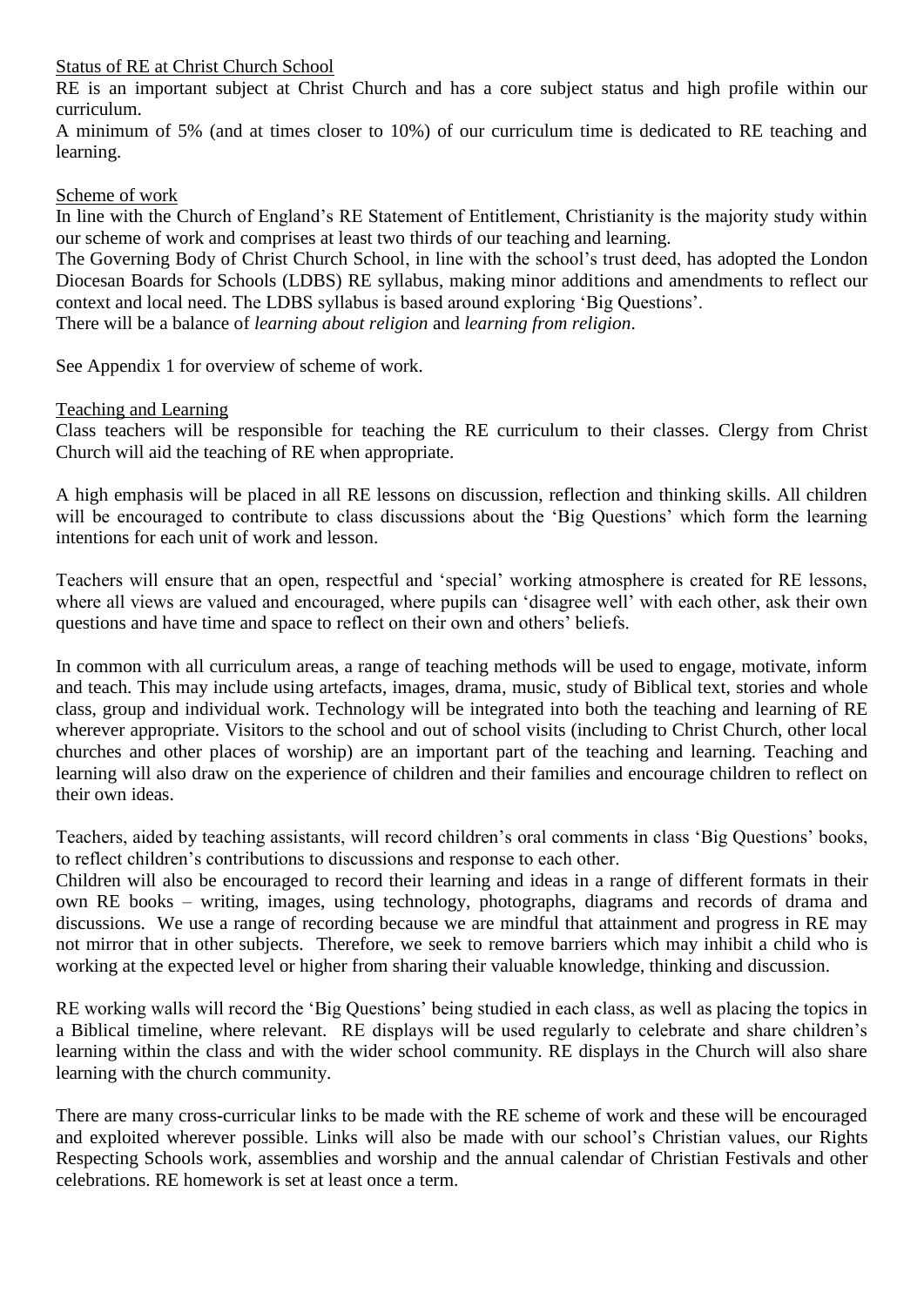## Status of RE at Christ Church School

RE is an important subject at Christ Church and has a core subject status and high profile within our curriculum.

A minimum of 5% (and at times closer to 10%) of our curriculum time is dedicated to RE teaching and learning.

## Scheme of work

In line with the Church of England's RE Statement of Entitlement, Christianity is the majority study within our scheme of work and comprises at least two thirds of our teaching and learning.

The Governing Body of Christ Church School, in line with the school's trust deed, has adopted the London Diocesan Boards for Schools (LDBS) RE syllabus, making minor additions and amendments to reflect our context and local need. The LDBS syllabus is based around exploring 'Big Questions'.

There will be a balance of *learning about religion* and *learning from religion*.

See Appendix 1 for overview of scheme of work.

## Teaching and Learning

Class teachers will be responsible for teaching the RE curriculum to their classes. Clergy from Christ Church will aid the teaching of RE when appropriate.

A high emphasis will be placed in all RE lessons on discussion, reflection and thinking skills. All children will be encouraged to contribute to class discussions about the 'Big Questions' which form the learning intentions for each unit of work and lesson.

Teachers will ensure that an open, respectful and 'special' working atmosphere is created for RE lessons, where all views are valued and encouraged, where pupils can 'disagree well' with each other, ask their own questions and have time and space to reflect on their own and others' beliefs.

In common with all curriculum areas, a range of teaching methods will be used to engage, motivate, inform and teach. This may include using artefacts, images, drama, music, study of Biblical text, stories and whole class, group and individual work. Technology will be integrated into both the teaching and learning of RE wherever appropriate. Visitors to the school and out of school visits (including to Christ Church, other local churches and other places of worship) are an important part of the teaching and learning. Teaching and learning will also draw on the experience of children and their families and encourage children to reflect on their own ideas.

Teachers, aided by teaching assistants, will record children's oral comments in class 'Big Questions' books, to reflect children's contributions to discussions and response to each other.

Children will also be encouraged to record their learning and ideas in a range of different formats in their own RE books – writing, images, using technology, photographs, diagrams and records of drama and discussions. We use a range of recording because we are mindful that attainment and progress in RE may not mirror that in other subjects. Therefore, we seek to remove barriers which may inhibit a child who is working at the expected level or higher from sharing their valuable knowledge, thinking and discussion.

RE working walls will record the 'Big Questions' being studied in each class, as well as placing the topics in a Biblical timeline, where relevant. RE displays will be used regularly to celebrate and share children's learning within the class and with the wider school community. RE displays in the Church will also share learning with the church community.

There are many cross-curricular links to be made with the RE scheme of work and these will be encouraged and exploited wherever possible. Links will also be made with our school's Christian values, our Rights Respecting Schools work, assemblies and worship and the annual calendar of Christian Festivals and other celebrations. RE homework is set at least once a term.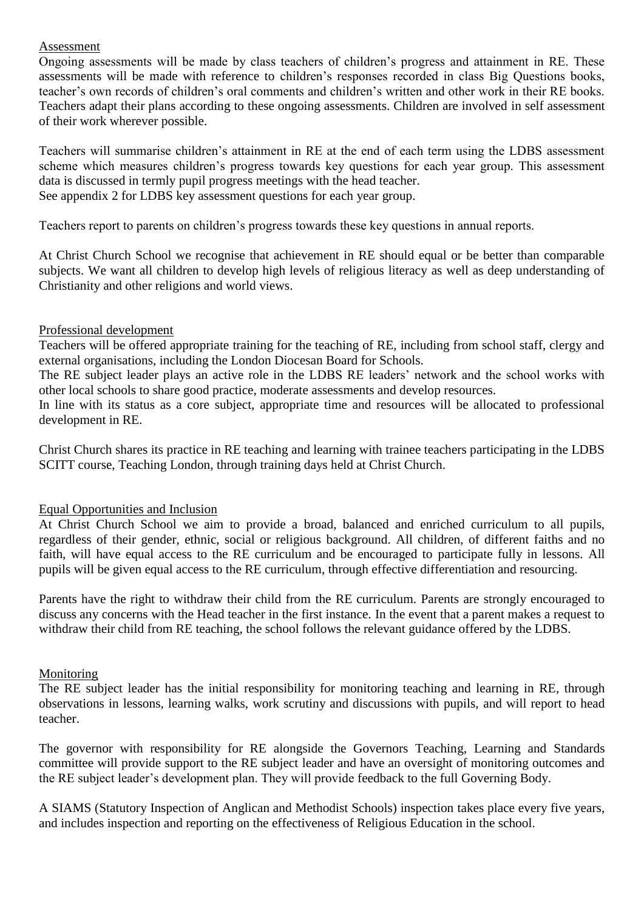## Assessment

Ongoing assessments will be made by class teachers of children's progress and attainment in RE. These assessments will be made with reference to children's responses recorded in class Big Questions books, teacher's own records of children's oral comments and children's written and other work in their RE books. Teachers adapt their plans according to these ongoing assessments. Children are involved in self assessment of their work wherever possible.

Teachers will summarise children's attainment in RE at the end of each term using the LDBS assessment scheme which measures children's progress towards key questions for each year group. This assessment data is discussed in termly pupil progress meetings with the head teacher.
See appendix 2 for LDBS key assessment questions for each year group.

Teachers report to parents on children's progress towards these key questions in annual reports.

At Christ Church School we recognise that achievement in RE should equal or be better than comparable subjects. We want all children to develop high levels of religious literacy as well as deep understanding of Christianity and other religions and world views.

## Professional development

Teachers will be offered appropriate training for the teaching of RE, including from school staff, clergy and external organisations, including the London Diocesan Board for Schools.
The RE subject leader plays an active role in the LDBS RE leaders' network and the school works with other local schools to share good practice, moderate assessments and develop resources.
In line with its status as a core subject, appropriate time and resources will be allocated to professional development in RE.

Christ Church shares its practice in RE teaching and learning with trainee teachers participating in the LDBS SCITT course, Teaching London, through training days held at Christ Church.

## Equal Opportunities and Inclusion

At Christ Church School we aim to provide a broad, balanced and enriched curriculum to all pupils, regardless of their gender, ethnic, social or religious background. All children, of different faiths and no faith, will have equal access to the RE curriculum and be encouraged to participate fully in lessons. All pupils will be given equal access to the RE curriculum, through effective differentiation and resourcing.

Parents have the right to withdraw their child from the RE curriculum. Parents are strongly encouraged to discuss any concerns with the Head teacher in the first instance. In the event that a parent makes a request to withdraw their child from RE teaching, the school follows the relevant guidance offered by the LDBS.

## Monitoring

The RE subject leader has the initial responsibility for monitoring teaching and learning in RE, through observations in lessons, learning walks, work scrutiny and discussions with pupils, and will report to head teacher.

The governor with responsibility for RE alongside the Governors Teaching, Learning and Standards committee will provide support to the RE subject leader and have an oversight of monitoring outcomes and the RE subject leader's development plan. They will provide feedback to the full Governing Body.

A SIAMS (Statutory Inspection of Anglican and Methodist Schools) inspection takes place every five years, and includes inspection and reporting on the effectiveness of Religious Education in the school.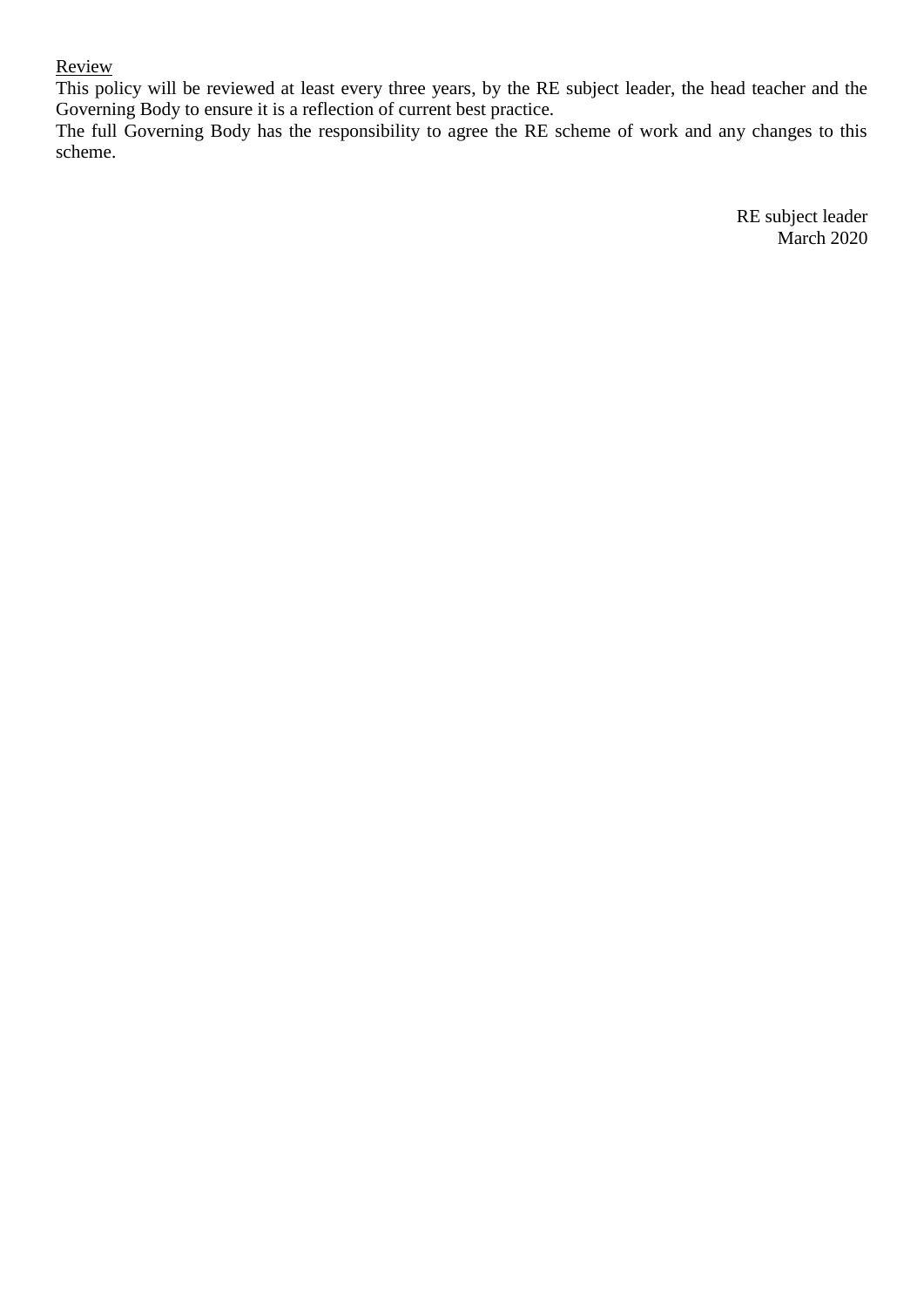<u>Review</u>

This policy will be reviewed at least every three years, by the RE subject leader, the head teacher and the Governing Body to ensure it is a reflection of current best practice.
The full Governing Body has the responsibility to agree the RE scheme of work and any changes to this scheme.

RE subject leader
March 2020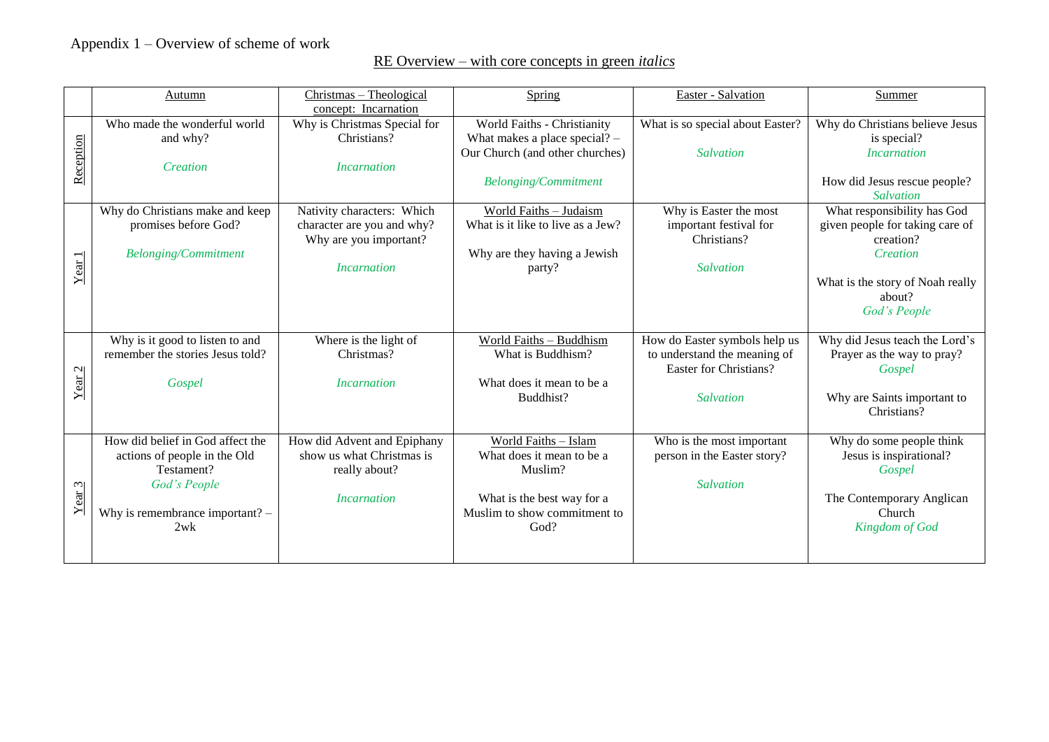Appendix 1 – Overview of scheme of work

## RE Overview – with core concepts in green *italics*

| | Autumn | Christmas – Theological concept: Incarnation | Spring | Easter - Salvation | Summer |
|---|---|---|---|---|---|
| Reception | Who made the wonderful world and why?<br><br>*Creation* | Why is Christmas Special for Christians?<br><br>*Incarnation* | World Faiths - Christianity<br>What makes a place special? – Our Church (and other churches)<br><br>*Belonging/Commitment* | What is so special about Easter?<br><br>*Salvation* | Why do Christians believe Jesus is special?<br>*Incarnation*<br><br>How did Jesus rescue people?<br>*Salvation* |
| Year 1 | Why do Christians make and keep promises before God?<br><br>*Belonging/Commitment* | Nativity characters: Which character are you and why? Why are you important?<br><br>*Incarnation* | World Faiths – Judaism<br>What is it like to live as a Jew?<br><br>Why are they having a Jewish party? | Why is Easter the most important festival for Christians?<br><br>*Salvation* | What responsibility has God given people for taking care of creation?<br>*Creation*<br><br>What is the story of Noah really about?<br>*God's People* |
| Year 2 | Why is it good to listen to and remember the stories Jesus told?<br><br>*Gospel* | Where is the light of Christmas?<br><br>*Incarnation* | World Faiths – Buddhism<br>What is Buddhism?<br><br>What does it mean to be a Buddhist? | How do Easter symbols help us to understand the meaning of Easter for Christians?<br><br>*Salvation* | Why did Jesus teach the Lord's Prayer as the way to pray?<br>*Gospel*<br><br>Why are Saints important to Christians? |
| Year 3 | How did belief in God affect the actions of people in the Old Testament?<br>*God's People*<br><br>Why is remembrance important? – 2wk | How did Advent and Epiphany show us what Christmas is really about?<br><br>*Incarnation* | World Faiths – Islam<br>What does it mean to be a Muslim?<br><br>What is the best way for a Muslim to show commitment to God? | Who is the most important person in the Easter story?<br><br>*Salvation* | Why do some people think Jesus is inspirational?<br>*Gospel*<br><br>The Contemporary Anglican Church<br>*Kingdom of God* |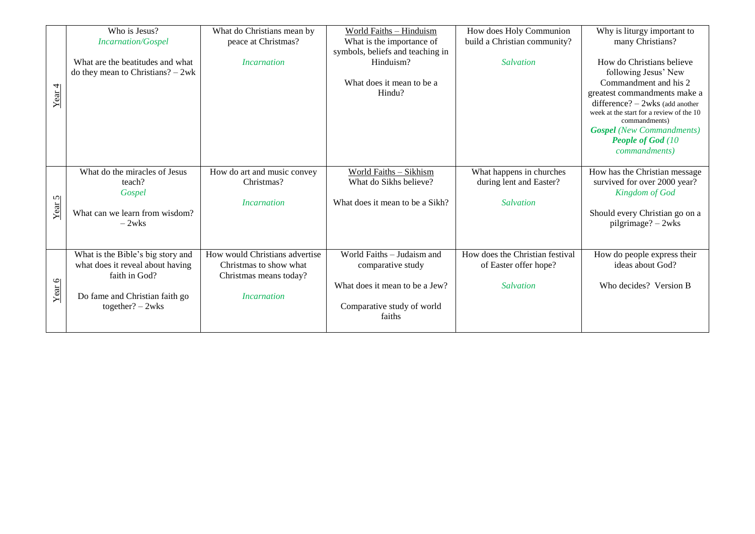| | | | | | |
|---|---|---|---|---|---|
| Year 4 | Who is Jesus?<br>*Incarnation/Gospel*<br><br>What are the beatitudes and what do they mean to Christians? – 2wk | What do Christians mean by peace at Christmas?<br><br>*Incarnation* | World Faiths – Hinduism<br>What is the importance of symbols, beliefs and teaching in Hinduism?<br><br>What does it mean to be a Hindu? | How does Holy Communion build a Christian community?<br><br>*Salvation* | Why is liturgy important to many Christians?<br><br>How do Christians believe following Jesus' New Commandment and his 2 greatest commandments make a difference? – 2wks (add another week at the start for a review of the 10 commandments)<br>***Gospel*** *(New Commandments)*<br>***People of God*** *(10 commandments)* |
| Year 5 | What do the miracles of Jesus teach?<br>*Gospel*<br><br>What can we learn from wisdom? – 2wks | How do art and music convey Christmas?<br><br>*Incarnation* | World Faiths – Sikhism<br>What do Sikhs believe?<br><br>What does it mean to be a Sikh? | What happens in churches during lent and Easter?<br><br>*Salvation* | How has the Christian message survived for over 2000 year?<br>*Kingdom of God*<br><br>Should every Christian go on a pilgrimage? – 2wks |
| Year 6 | What is the Bible's big story and what does it reveal about having faith in God?<br><br>Do fame and Christian faith go together? – 2wks | How would Christians advertise Christmas to show what Christmas means today?<br><br>*Incarnation* | World Faiths – Judaism and comparative study<br><br>What does it mean to be a Jew?<br><br>Comparative study of world faiths | How does the Christian festival of Easter offer hope?<br><br>*Salvation* | How do people express their ideas about God?<br><br>Who decides? Version B |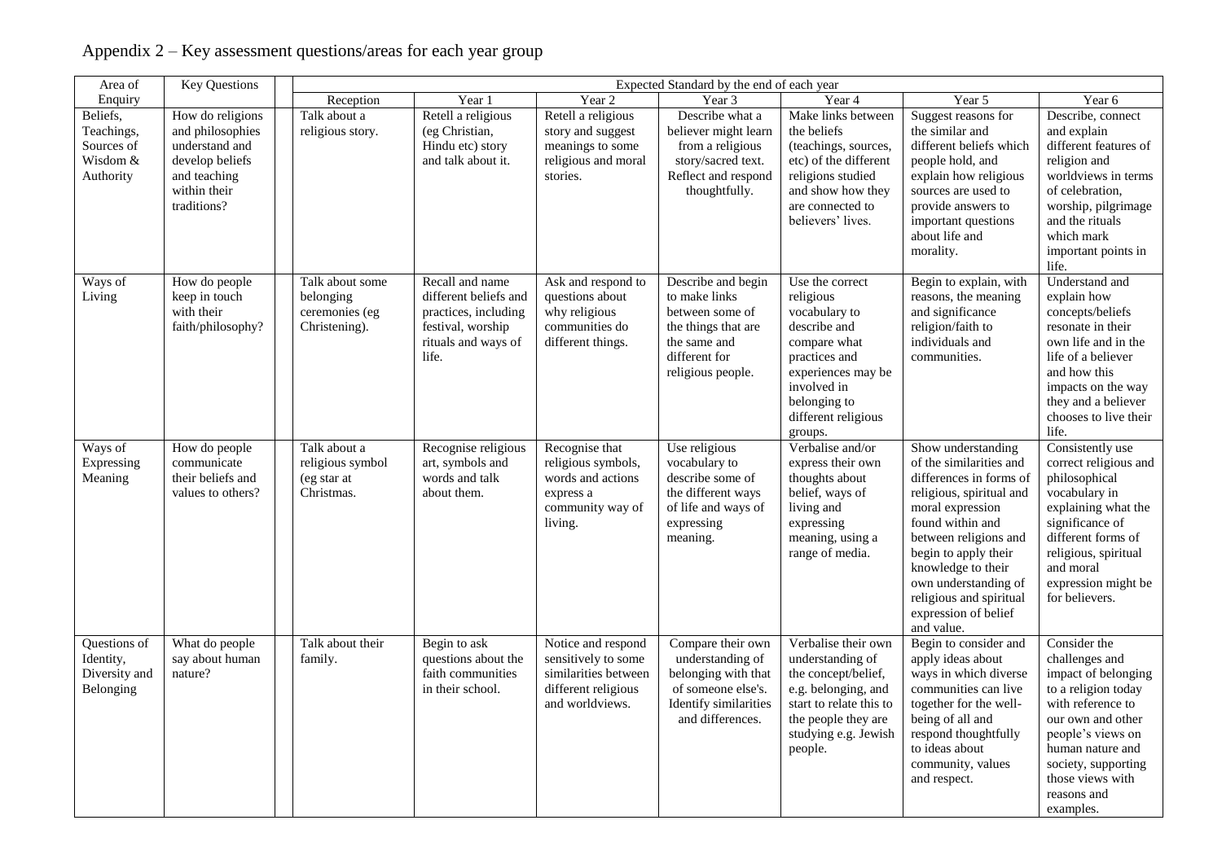# Appendix 2 – Key assessment questions/areas for each year group

| Area of Enquiry | Key Questions | Expected Standard by the end of each year | | | | | | |
|---|---|---|---|---|---|---|---|---|
| | | Reception | Year 1 | Year 2 | Year 3 | Year 4 | Year 5 | Year 6 |
| Beliefs, Teachings, Sources of Wisdom & Authority | How do religions and philosophies understand and develop beliefs and teaching within their traditions? | Talk about a religious story. | Retell a religious (eg Christian, Hindu etc) story and talk about it. | Retell a religious story and suggest meanings to some religious and moral stories. | Describe what a believer might learn from a religious story/sacred text. Reflect and respond thoughtfully. | Make links between the beliefs (teachings, sources, etc) of the different religions studied and show how they are connected to believers' lives. | Suggest reasons for the similar and different beliefs which people hold, and explain how religious sources are used to provide answers to important questions about life and morality. | Describe, connect and explain different features of religion and worldviews in terms of celebration, worship, pilgrimage and the rituals which mark important points in life. |
| Ways of Living | How do people keep in touch with their faith/philosophy? | Talk about some belonging ceremonies (eg Christening). | Recall and name different beliefs and practices, including festival, worship rituals and ways of life. | Ask and respond to questions about why religious communities do different things. | Describe and begin to make links between some of the things that are the same and different for religious people. | Use the correct religious vocabulary to describe and compare what practices and experiences may be involved in belonging to different religious groups. | Begin to explain, with reasons, the meaning and significance religion/faith to individuals and communities. | Understand and explain how concepts/beliefs resonate in their own life and in the life of a believer and how this impacts on the way they and a believer chooses to live their life. |
| Ways of Expressing Meaning | How do people communicate their beliefs and values to others? | Talk about a religious symbol (eg star at Christmas. | Recognise religious art, symbols and words and talk about them. | Recognise that religious symbols, words and actions express a community way of living. | Use religious vocabulary to describe some of the different ways of life and ways of expressing meaning. | Verbalise and/or express their own thoughts about belief, ways of living and expressing meaning, using a range of media. | Show understanding of the similarities and differences in forms of religious, spiritual and moral expression found within and between religions and begin to apply their knowledge to their own understanding of religious and spiritual expression of belief and value. | Consistently use correct religious and philosophical vocabulary in explaining what the significance of different forms of religious, spiritual and moral expression might be for believers. |
| Questions of Identity, Diversity and Belonging | What do people say about human nature? | Talk about their family. | Begin to ask questions about the faith communities in their school. | Notice and respond sensitively to some similarities between different religious and worldviews. | Compare their own understanding of belonging with that of someone else's. Identify similarities and differences. | Verbalise their own understanding of the concept/belief, e.g. belonging, and start to relate this to the people they are studying e.g. Jewish people. | Begin to consider and apply ideas about ways in which diverse communities can live together for the well-being of all and respond thoughtfully to ideas about community, values and respect. | Consider the challenges and impact of belonging to a religion today with reference to our own and other people's views on human nature and society, supporting those views with reasons and examples. |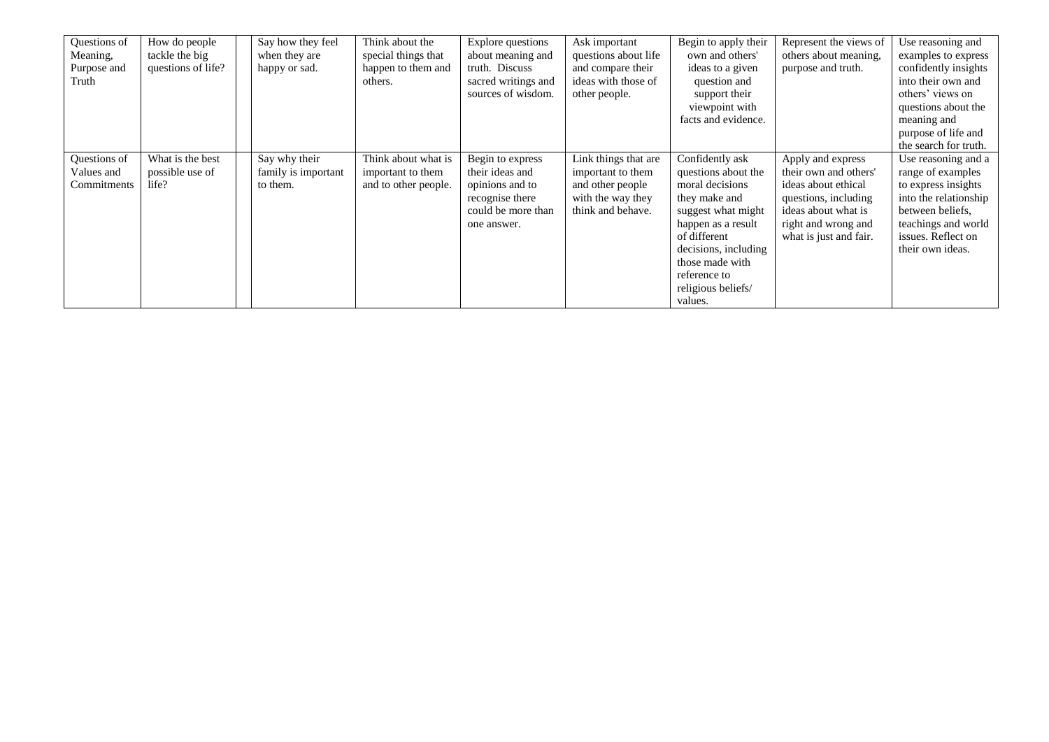| | | | | | | | | | |
|---|---|---|---|---|---|---|---|---|---|
| Questions of Meaning, Purpose and Truth | How do people tackle the big questions of life? | | Say how they feel when they are happy or sad. | Think about the special things that happen to them and others. | Explore questions about meaning and truth. Discuss sacred writings and sources of wisdom. | Ask important questions about life and compare their ideas with those of other people. | Begin to apply their own and others' ideas to a given question and support their viewpoint with facts and evidence. | Represent the views of others about meaning, purpose and truth. | Use reasoning and examples to express confidently insights into their own and others' views on questions about the meaning and purpose of life and the search for truth. |
| Questions of Values and Commitments | What is the best possible use of life? | | Say why their family is important to them. | Think about what is important to them and to other people. | Begin to express their ideas and opinions and to recognise there could be more than one answer. | Link things that are important to them and other people with the way they think and behave. | Confidently ask questions about the moral decisions they make and suggest what might happen as a result of different decisions, including those made with reference to religious beliefs/ values. | Apply and express their own and others' ideas about ethical questions, including ideas about what is right and wrong and what is just and fair. | Use reasoning and a range of examples to express insights into the relationship between beliefs, teachings and world issues. Reflect on their own ideas. |